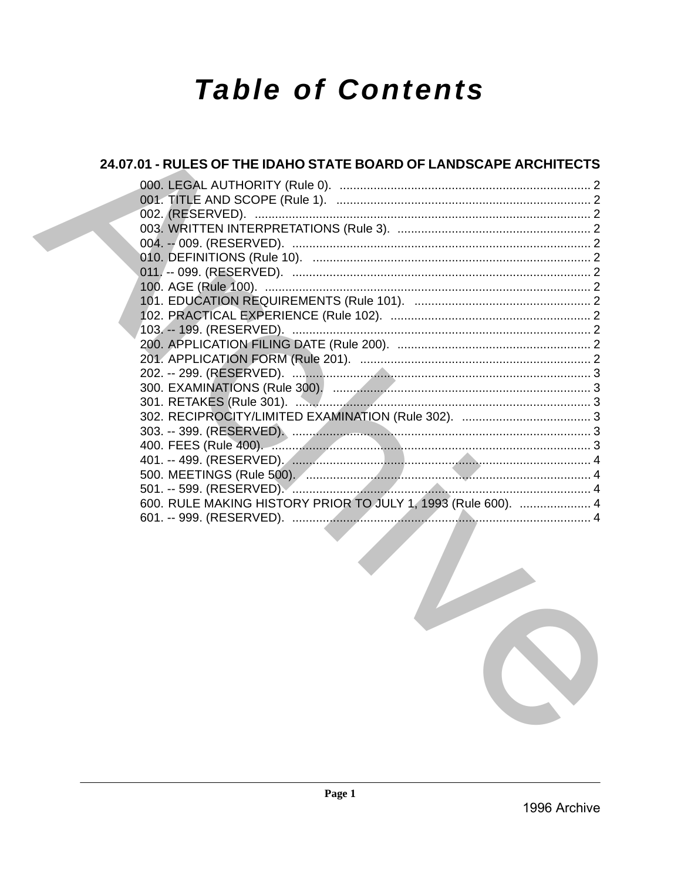# Table of Contents

## 24.07.01 - RULES OF THE IDAHO STATE BOARD OF LANDSCAPE ARCHITECTS

000. LEGAL AUTHORITY (Rule 0). .......... 2
001. TITLE AND SCOPE (Rule 1). .......... 2
002. (RESERVED). .......... 2
003. WRITTEN INTERPRETATIONS (Rule 3). .......... 2
004. -- 009. (RESERVED). .......... 2
010. DEFINITIONS (Rule 10). .......... 2
011. -- 099. (RESERVED). .......... 2
100. AGE (Rule 100). .......... 2
101. EDUCATION REQUIREMENTS (Rule 101). .......... 2
102. PRACTICAL EXPERIENCE (Rule 102). .......... 2
103. -- 199. (RESERVED). .......... 2
200. APPLICATION FILING DATE (Rule 200). .......... 2
201. APPLICATION FORM (Rule 201). .......... 2
202. -- 299. (RESERVED). .......... 3
300. EXAMINATIONS (Rule 300). .......... 3
301. RETAKES (Rule 301). .......... 3
302. RECIPROCITY/LIMITED EXAMINATION (Rule 302). .......... 3
303. -- 399. (RESERVED). .......... 3
400. FEES (Rule 400). .......... 3
401. -- 499. (RESERVED). .......... 4
500. MEETINGS (Rule 500). .......... 4
501. -- 599. (RESERVED). .......... 4
600. RULE MAKING HISTORY PRIOR TO JULY 1, 1993 (Rule 600). .......... 4
601. -- 999. (RESERVED). .......... 4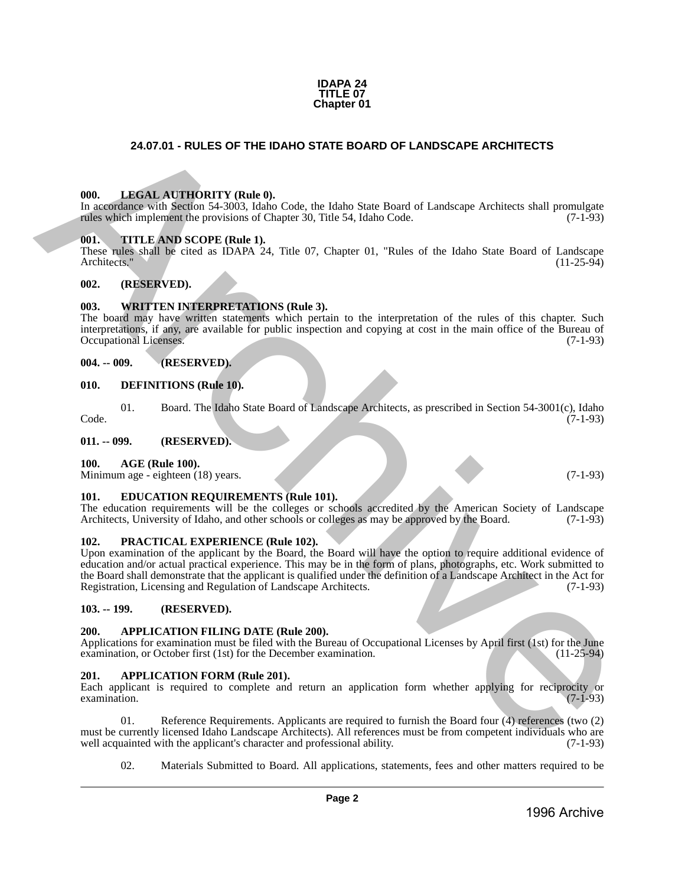IDAPA 24
TITLE 07
Chapter 01

## 24.07.01 - RULES OF THE IDAHO STATE BOARD OF LANDSCAPE ARCHITECTS

**000. LEGAL AUTHORITY (Rule 0).**
In accordance with Section 54-3003, Idaho Code, the Idaho State Board of Landscape Architects shall promulgate rules which implement the provisions of Chapter 30, Title 54, Idaho Code. (7-1-93)

**001. TITLE AND SCOPE (Rule 1).**
These rules shall be cited as IDAPA 24, Title 07, Chapter 01, "Rules of the Idaho State Board of Landscape Architects." (11-25-94)

**002. (RESERVED).**

**003. WRITTEN INTERPRETATIONS (Rule 3).**
The board may have written statements which pertain to the interpretation of the rules of this chapter. Such interpretations, if any, are available for public inspection and copying at cost in the main office of the Bureau of Occupational Licenses. (7-1-93)

**004. -- 009. (RESERVED).**

**010. DEFINITIONS (Rule 10).**

01. Board. The Idaho State Board of Landscape Architects, as prescribed in Section 54-3001(c), Idaho Code. (7-1-93)

**011. -- 099. (RESERVED).**

**100. AGE (Rule 100).**
Minimum age - eighteen (18) years. (7-1-93)

**101. EDUCATION REQUIREMENTS (Rule 101).**
The education requirements will be the colleges or schools accredited by the American Society of Landscape Architects, University of Idaho, and other schools or colleges as may be approved by the Board. (7-1-93)

**102. PRACTICAL EXPERIENCE (Rule 102).**
Upon examination of the applicant by the Board, the Board will have the option to require additional evidence of education and/or actual practical experience. This may be in the form of plans, photographs, etc. Work submitted to the Board shall demonstrate that the applicant is qualified under the definition of a Landscape Architect in the Act for Registration, Licensing and Regulation of Landscape Architects. (7-1-93)

**103. -- 199. (RESERVED).**

**200. APPLICATION FILING DATE (Rule 200).**
Applications for examination must be filed with the Bureau of Occupational Licenses by April first (1st) for the June examination, or October first (1st) for the December examination. (11-25-94)

**201. APPLICATION FORM (Rule 201).**
Each applicant is required to complete and return an application form whether applying for reciprocity or examination. (7-1-93)

01. Reference Requirements. Applicants are required to furnish the Board four (4) references (two (2) must be currently licensed Idaho Landscape Architects). All references must be from competent individuals who are well acquainted with the applicant's character and professional ability. (7-1-93)

02. Materials Submitted to Board. All applications, statements, fees and other matters required to be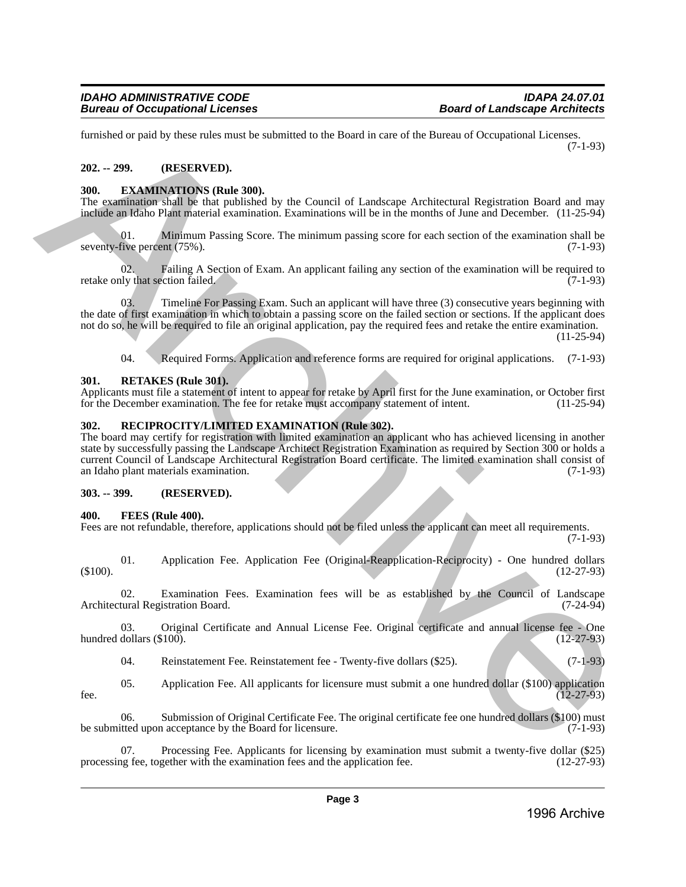furnished or paid by these rules must be submitted to the Board in care of the Bureau of Occupational Licenses. (7-1-93)

**202. -- 299. (RESERVED).**

**300. EXAMINATIONS (Rule 300).**

The examination shall be that published by the Council of Landscape Architectural Registration Board and may include an Idaho Plant material examination. Examinations will be in the months of June and December. (11-25-94)

01. Minimum Passing Score. The minimum passing score for each section of the examination shall be seventy-five percent (75%). (7-1-93)

02. Failing A Section of Exam. An applicant failing any section of the examination will be required to retake only that section failed. (7-1-93)

03. Timeline For Passing Exam. Such an applicant will have three (3) consecutive years beginning with the date of first examination in which to obtain a passing score on the failed section or sections. If the applicant does not do so, he will be required to file an original application, pay the required fees and retake the entire examination. (11-25-94)

04. Required Forms. Application and reference forms are required for original applications. (7-1-93)

**301. RETAKES (Rule 301).**

Applicants must file a statement of intent to appear for retake by April first for the June examination, or October first for the December examination. The fee for retake must accompany statement of intent. (11-25-94)

**302. RECIPROCITY/LIMITED EXAMINATION (Rule 302).**

The board may certify for registration with limited examination an applicant who has achieved licensing in another state by successfully passing the Landscape Architect Registration Examination as required by Section 300 or holds a current Council of Landscape Architectural Registration Board certificate. The limited examination shall consist of an Idaho plant materials examination. (7-1-93)

**303. -- 399. (RESERVED).**

**400. FEES (Rule 400).**

Fees are not refundable, therefore, applications should not be filed unless the applicant can meet all requirements. (7-1-93)

01. Application Fee. Application Fee (Original-Reapplication-Reciprocity) - One hundred dollars ($100). (12-27-93)

02. Examination Fees. Examination fees will be as established by the Council of Landscape Architectural Registration Board. (7-24-94)

03. Original Certificate and Annual License Fee. Original certificate and annual license fee - One hundred dollars ($100). (12-27-93)

04. Reinstatement Fee. Reinstatement fee - Twenty-five dollars ($25). (7-1-93)

05. Application Fee. All applicants for licensure must submit a one hundred dollar ($100) application fee. (12-27-93)

06. Submission of Original Certificate Fee. The original certificate fee one hundred dollars ($100) must be submitted upon acceptance by the Board for licensure. (7-1-93)

07. Processing Fee. Applicants for licensing by examination must submit a twenty-five dollar ($25) processing fee, together with the examination fees and the application fee. (12-27-93)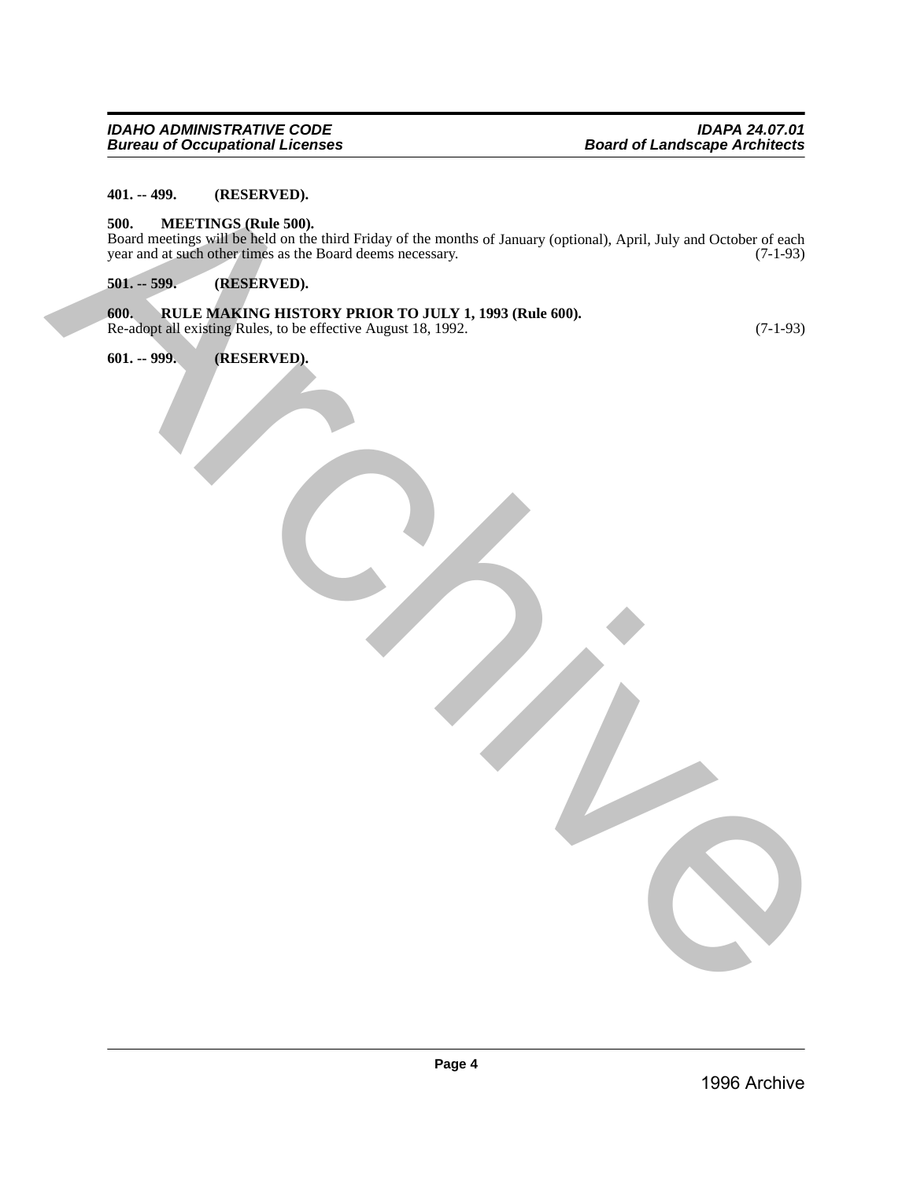**401. -- 499. (RESERVED).**

**500. MEETINGS (Rule 500).**

Board meetings will be held on the third Friday of the months of January (optional), April, July and October of each year and at such other times as the Board deems necessary. (7-1-93)

**501. -- 599. (RESERVED).**

**600. RULE MAKING HISTORY PRIOR TO JULY 1, 1993 (Rule 600).**

Re-adopt all existing Rules, to be effective August 18, 1992. (7-1-93)

**601. -- 999. (RESERVED).**